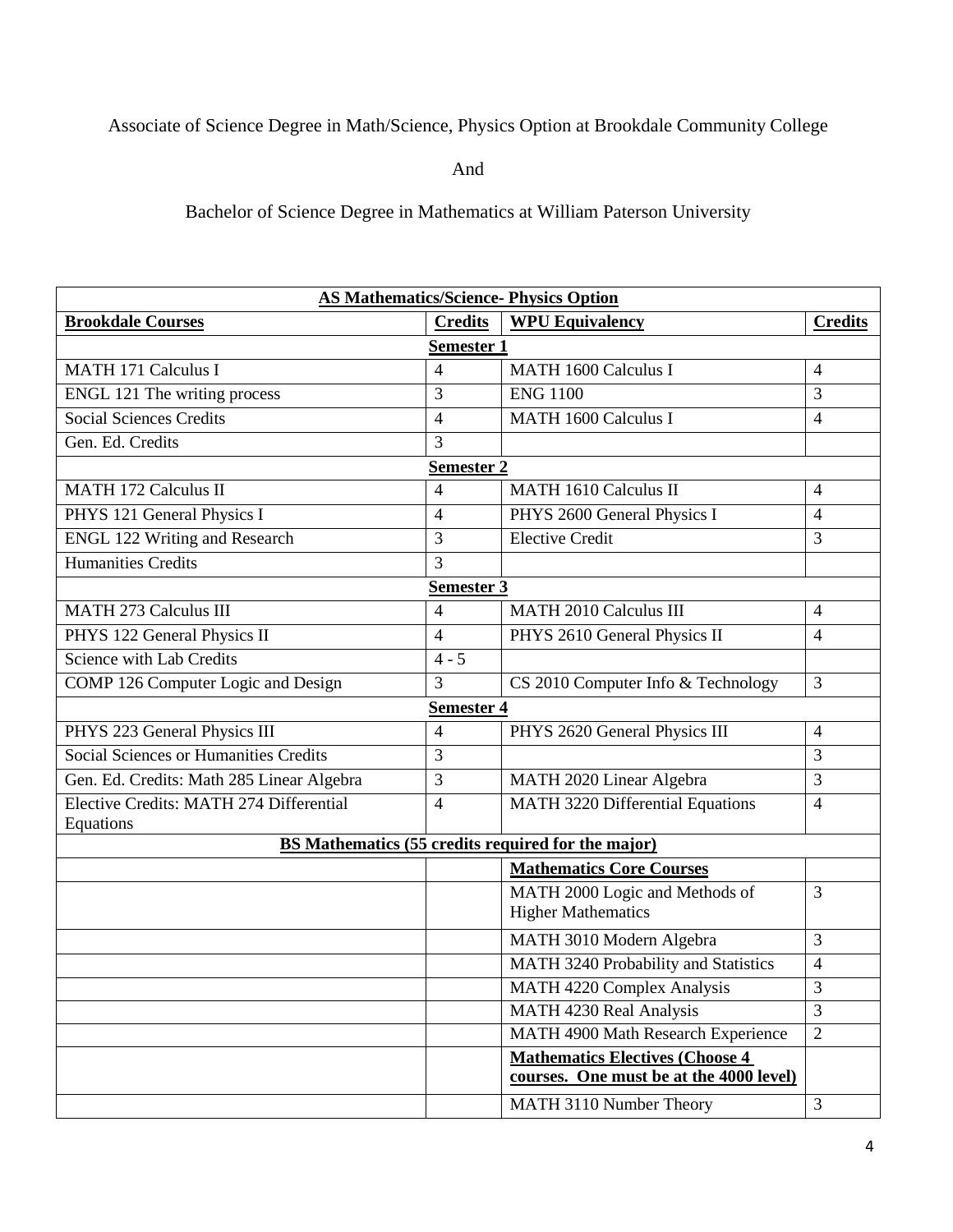Associate of Science Degree in Math/Science, Physics Option at Brookdale Community College

And

Bachelor of Science Degree in Mathematics at William Paterson University

| **AS Mathematics/Science- Physics Option** | | | |
|---|---|---|---|
| **Brookdale Courses** | **Credits** | **WPU Equivalency** | **Credits** |
| **Semester 1** | | | |
| MATH 171 Calculus I | 4 | MATH 1600 Calculus I | 4 |
| ENGL 121 The writing process | 3 | ENG 1100 | 3 |
| Social Sciences Credits | 4 | MATH 1600 Calculus I | 4 |
| Gen. Ed. Credits | 3 | | |
| **Semester 2** | | | |
| MATH 172 Calculus II | 4 | MATH 1610 Calculus II | 4 |
| PHYS 121 General Physics I | 4 | PHYS 2600 General Physics I | 4 |
| ENGL 122 Writing and Research | 3 | Elective Credit | 3 |
| Humanities Credits | 3 | | |
| **Semester 3** | | | |
| MATH 273 Calculus III | 4 | MATH 2010 Calculus III | 4 |
| PHYS 122 General Physics II | 4 | PHYS 2610 General Physics II | 4 |
| Science with Lab Credits | 4 - 5 | | |
| COMP 126 Computer Logic and Design | 3 | CS 2010 Computer Info & Technology | 3 |
| **Semester 4** | | | |
| PHYS 223 General Physics III | 4 | PHYS 2620 General Physics III | 4 |
| Social Sciences or Humanities Credits | 3 | | 3 |
| Gen. Ed. Credits: Math 285 Linear Algebra | 3 | MATH 2020 Linear Algebra | 3 |
| Elective Credits: MATH 274 Differential Equations | 4 | MATH 3220 Differential Equations | 4 |
| **BS Mathematics (55 credits required for the major)** | | | |
| | | **Mathematics Core Courses** | |
| | | MATH 2000 Logic and Methods of Higher Mathematics | 3 |
| | | MATH 3010 Modern Algebra | 3 |
| | | MATH 3240 Probability and Statistics | 4 |
| | | MATH 4220 Complex Analysis | 3 |
| | | MATH 4230 Real Analysis | 3 |
| | | MATH 4900 Math Research Experience | 2 |
| | | **Mathematics Electives (Choose 4 courses. One must be at the 4000 level)** | |
| | | MATH 3110 Number Theory | 3 |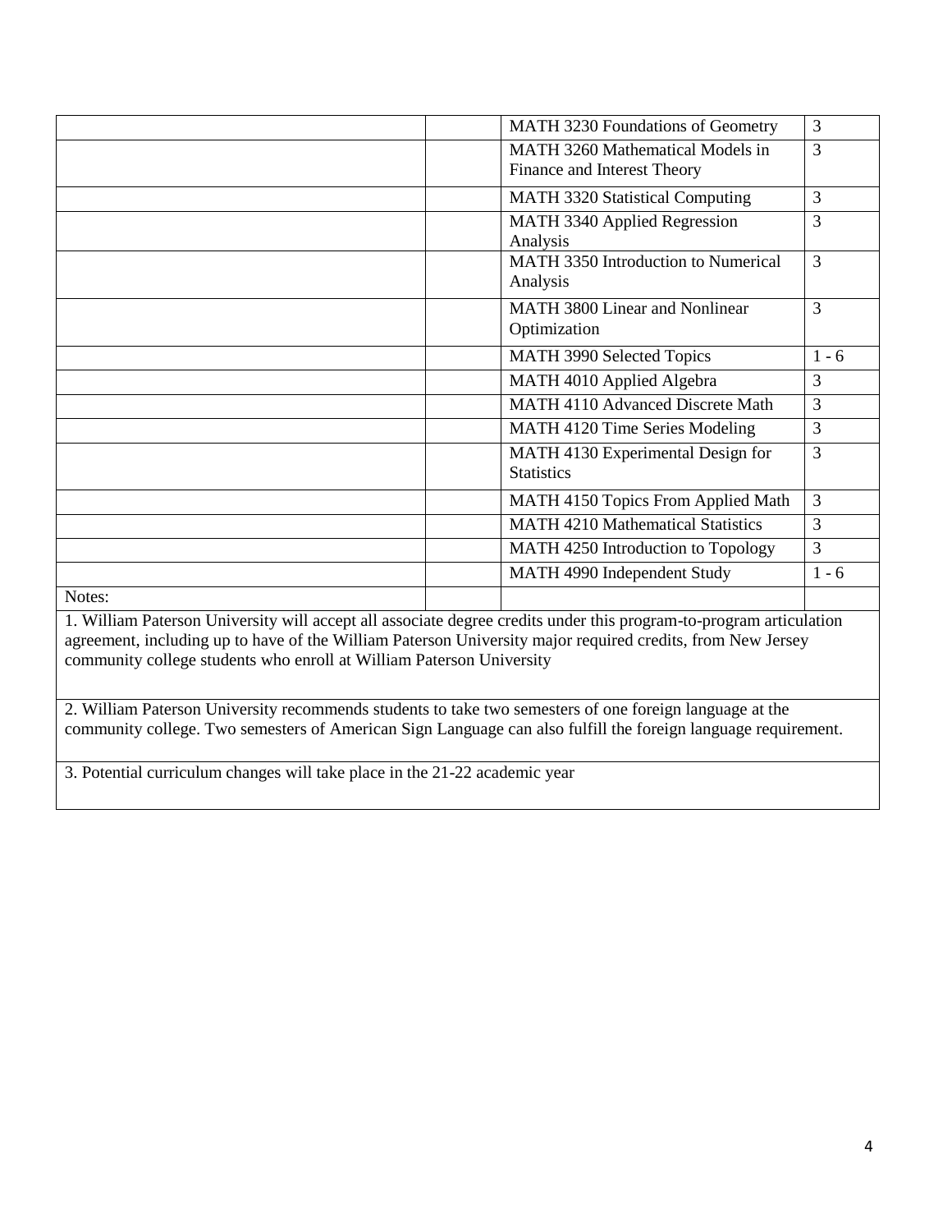| | | | |
|---|---|---|---|
| | | MATH 3230 Foundations of Geometry | 3 |
| | | MATH 3260 Mathematical Models in Finance and Interest Theory | 3 |
| | | MATH 3320 Statistical Computing | 3 |
| | | MATH 3340 Applied Regression Analysis | 3 |
| | | MATH 3350 Introduction to Numerical Analysis | 3 |
| | | MATH 3800 Linear and Nonlinear Optimization | 3 |
| | | MATH 3990 Selected Topics | 1 - 6 |
| | | MATH 4010 Applied Algebra | 3 |
| | | MATH 4110 Advanced Discrete Math | 3 |
| | | MATH 4120 Time Series Modeling | 3 |
| | | MATH 4130 Experimental Design for Statistics | 3 |
| | | MATH 4150 Topics From Applied Math | 3 |
| | | MATH 4210 Mathematical Statistics | 3 |
| | | MATH 4250 Introduction to Topology | 3 |
| | | MATH 4990 Independent Study | 1 - 6 |
| Notes: | | | |

1. William Paterson University will accept all associate degree credits under this program-to-program articulation agreement, including up to have of the William Paterson University major required credits, from New Jersey community college students who enroll at William Paterson University

2. William Paterson University recommends students to take two semesters of one foreign language at the community college. Two semesters of American Sign Language can also fulfill the foreign language requirement.

3. Potential curriculum changes will take place in the 21-22 academic year